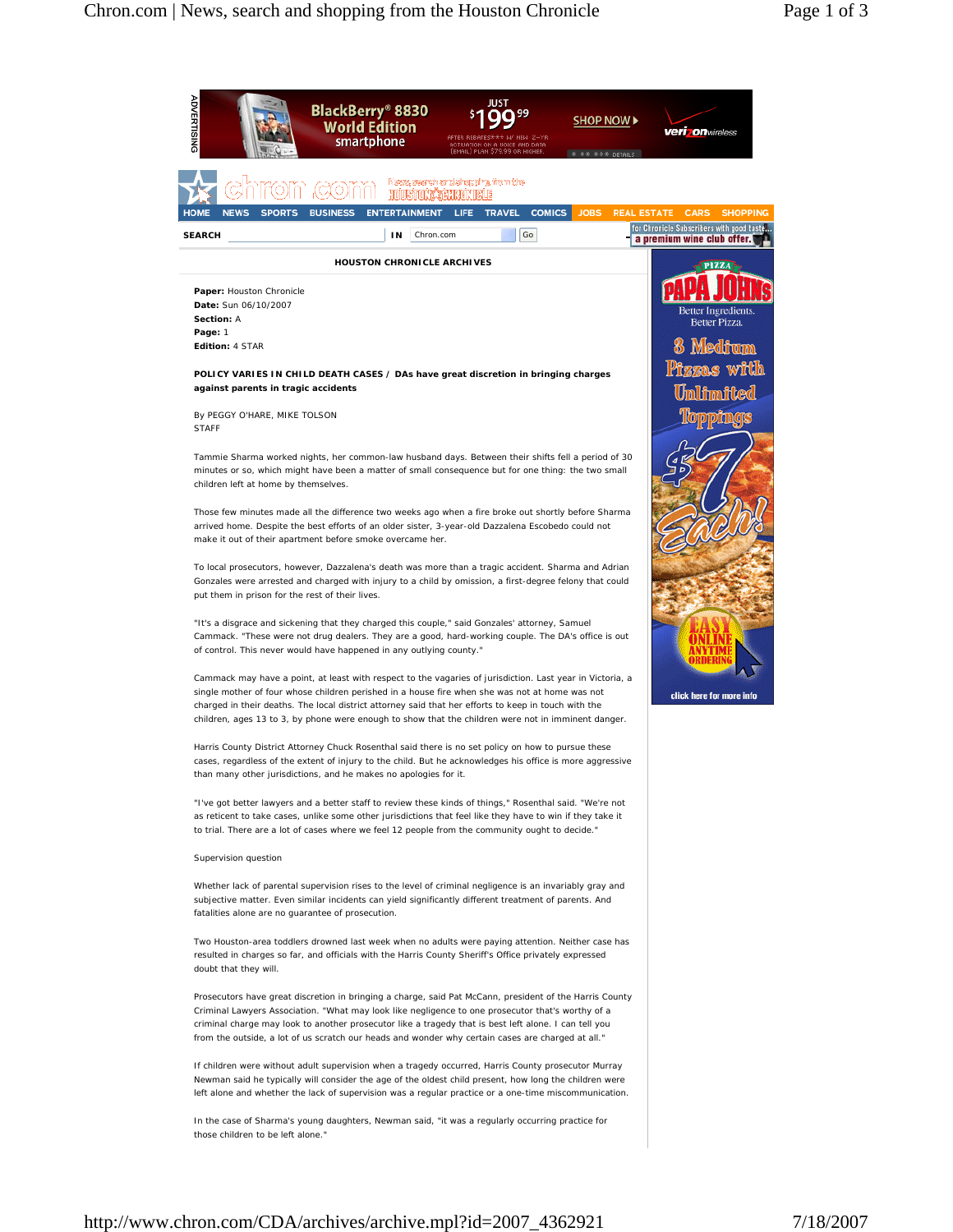**HOUSTON CHRONICLE ARCHIVES**

**Paper:** Houston Chronicle
**Date:** Sun 06/10/2007
**Section:** A
**Page:** 1
**Edition:** 4 STAR

**POLICY VARIES IN CHILD DEATH CASES / DAs have great discretion in bringing charges against parents in tragic accidents**

By PEGGY O'HARE, MIKE TOLSON
STAFF

Tammie Sharma worked nights, her common-law husband days. Between their shifts fell a period of 30 minutes or so, which might have been a matter of small consequence but for one thing: the two small children left at home by themselves.

Those few minutes made all the difference two weeks ago when a fire broke out shortly before Sharma arrived home. Despite the best efforts of an older sister, 3-year-old Dazzalena Escobedo could not make it out of their apartment before smoke overcame her.

To local prosecutors, however, Dazzalena's death was more than a tragic accident. Sharma and Adrian Gonzales were arrested and charged with injury to a child by omission, a first-degree felony that could put them in prison for the rest of their lives.

"It's a disgrace and sickening that they charged this couple," said Gonzales' attorney, Samuel Cammack. "These were not drug dealers. They are a good, hard-working couple. The DA's office is out of control. This never would have happened in any outlying county."

Cammack may have a point, at least with respect to the vagaries of jurisdiction. Last year in Victoria, a single mother of four whose children perished in a house fire when she was not at home was not charged in their deaths. The local district attorney said that her efforts to keep in touch with the children, ages 13 to 3, by phone were enough to show that the children were not in imminent danger.

Harris County District Attorney Chuck Rosenthal said there is no set policy on how to pursue these cases, regardless of the extent of injury to the child. But he acknowledges his office is more aggressive than many other jurisdictions, and he makes no apologies for it.

"I've got better lawyers and a better staff to review these kinds of things," Rosenthal said. "We're not as reticent to take cases, unlike some other jurisdictions that feel like they have to win if they take it to trial. There are a lot of cases where we feel 12 people from the community ought to decide."

Supervision question

Whether lack of parental supervision rises to the level of criminal negligence is an invariably gray and subjective matter. Even similar incidents can yield significantly different treatment of parents. And fatalities alone are no guarantee of prosecution.

Two Houston-area toddlers drowned last week when no adults were paying attention. Neither case has resulted in charges so far, and officials with the Harris County Sheriff's Office privately expressed doubt that they will.

Prosecutors have great discretion in bringing a charge, said Pat McCann, president of the Harris County Criminal Lawyers Association. "What may look like negligence to one prosecutor that's worthy of a criminal charge may look to another prosecutor like a tragedy that is best left alone. I can tell you from the outside, a lot of us scratch our heads and wonder why certain cases are charged at all."

If children were without adult supervision when a tragedy occurred, Harris County prosecutor Murray Newman said he typically will consider the age of the oldest child present, how long the children were left alone and whether the lack of supervision was a regular practice or a one-time miscommunication.

In the case of Sharma's young daughters, Newman said, "it was a regularly occurring practice for those children to be left alone."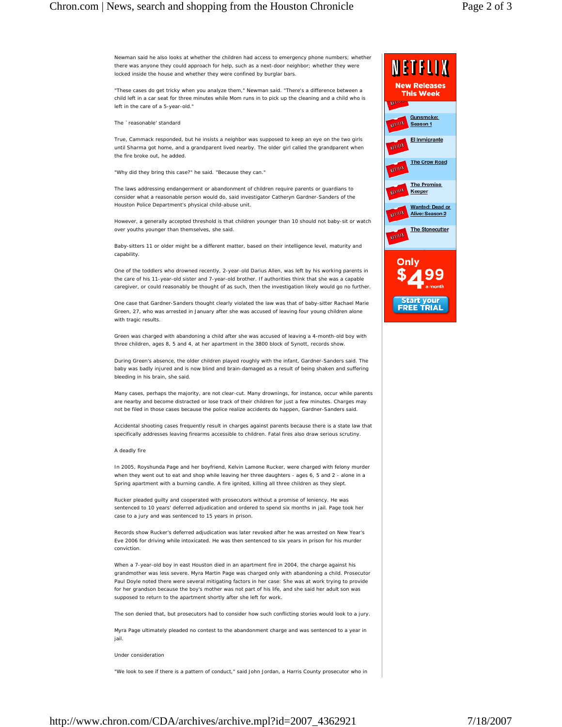Newman said he also looks at whether the children had access to emergency phone numbers; whether there was anyone they could approach for help, such as a next-door neighbor; whether they were locked inside the house and whether they were confined by burglar bars.

"These cases do get tricky when you analyze them," Newman said. "There's a difference between a child left in a car seat for three minutes while Mom runs in to pick up the cleaning and a child who is left in the care of a 5-year-old."

### The `reasonable' standard

True, Cammack responded, but he insists a neighbor was supposed to keep an eye on the two girls until Sharma got home, and a grandparent lived nearby. The older girl called the grandparent when the fire broke out, he added.

"Why did they bring this case?" he said. "Because they can."

The laws addressing endangerment or abandonment of children require parents or guardians to consider what a reasonable person would do, said investigator Catheryn Gardner-Sanders of the Houston Police Department's physical child-abuse unit.

However, a generally accepted threshold is that children younger than 10 should not baby-sit or watch over youths younger than themselves, she said.

Baby-sitters 11 or older might be a different matter, based on their intelligence level, maturity and capability.

One of the toddlers who drowned recently, 2-year-old Darius Allen, was left by his working parents in the care of his 11-year-old sister and 7-year-old brother. If authorities think that she was a capable caregiver, or could reasonably be thought of as such, then the investigation likely would go no further.

One case that Gardner-Sanders thought clearly violated the law was that of baby-sitter Rachael Marie Green, 27, who was arrested in January after she was accused of leaving four young children alone with tragic results.

Green was charged with abandoning a child after she was accused of leaving a 4-month-old boy with three children, ages 8, 5 and 4, at her apartment in the 3800 block of Synott, records show.

During Green's absence, the older children played roughly with the infant, Gardner-Sanders said. The baby was badly injured and is now blind and brain-damaged as a result of being shaken and suffering bleeding in his brain, she said.

Many cases, perhaps the majority, are not clear-cut. Many drownings, for instance, occur while parents are nearby and become distracted or lose track of their children for just a few minutes. Charges may not be filed in those cases because the police realize accidents do happen, Gardner-Sanders said.

Accidental shooting cases frequently result in charges against parents because there is a state law that specifically addresses leaving firearms accessible to children. Fatal fires also draw serious scrutiny.

### A deadly fire

In 2005, Royshunda Page and her boyfriend, Kelvin Lamone Rucker, were charged with felony murder when they went out to eat and shop while leaving her three daughters - ages 6, 5 and 2 - alone in a Spring apartment with a burning candle. A fire ignited, killing all three children as they slept.

Rucker pleaded guilty and cooperated with prosecutors without a promise of leniency. He was sentenced to 10 years' deferred adjudication and ordered to spend six months in jail. Page took her case to a jury and was sentenced to 15 years in prison.

Records show Rucker's deferred adjudication was later revoked after he was arrested on New Year's Eve 2006 for driving while intoxicated. He was then sentenced to six years in prison for his murder conviction.

When a 7-year-old boy in east Houston died in an apartment fire in 2004, the charge against his grandmother was less severe. Myra Martin Page was charged only with abandoning a child. Prosecutor Paul Doyle noted there were several mitigating factors in her case: She was at work trying to provide for her grandson because the boy's mother was not part of his life, and she said her adult son was supposed to return to the apartment shortly after she left for work.

The son denied that, but prosecutors had to consider how such conflicting stories would look to a jury.

Myra Page ultimately pleaded no contest to the abandonment charge and was sentenced to a year in jail.

### Under consideration

"We look to see if there is a pattern of conduct," said John Jordan, a Harris County prosecutor who in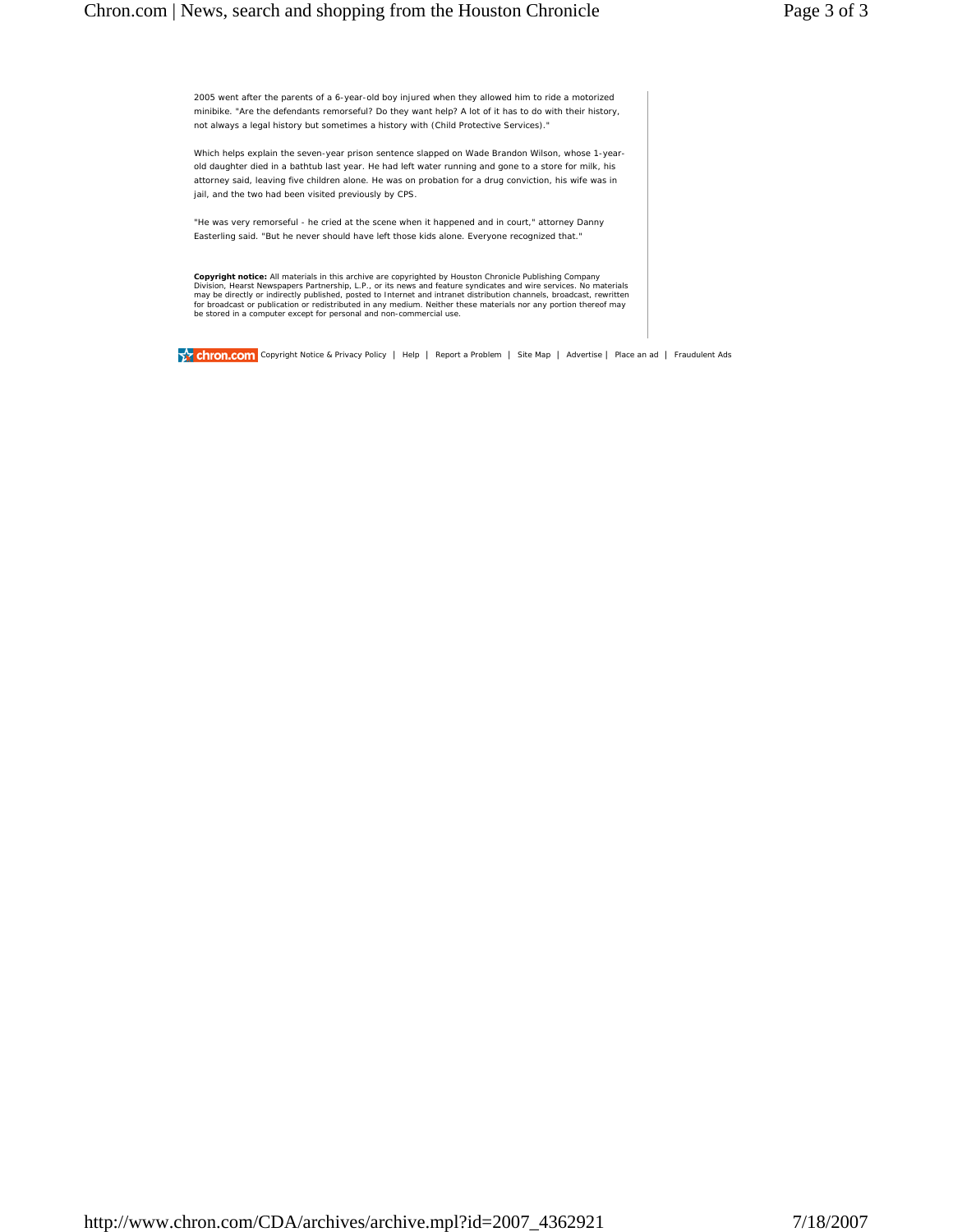2005 went after the parents of a 6-year-old boy injured when they allowed him to ride a motorized minibike. "Are the defendants remorseful? Do they want help? A lot of it has to do with their history, not always a legal history but sometimes a history with (Child Protective Services)."

Which helps explain the seven-year prison sentence slapped on Wade Brandon Wilson, whose 1-year-old daughter died in a bathtub last year. He had left water running and gone to a store for milk, his attorney said, leaving five children alone. He was on probation for a drug conviction, his wife was in jail, and the two had been visited previously by CPS.

"He was very remorseful - he cried at the scene when it happened and in court," attorney Danny Easterling said. "But he never should have left those kids alone. Everyone recognized that."

**Copyright notice:** All materials in this archive are copyrighted by Houston Chronicle Publishing Company Division, Hearst Newspapers Partnership, L.P., or its news and feature syndicates and wire services. No materials may be directly or indirectly published, posted to Internet and intranet distribution channels, broadcast, rewritten for broadcast or publication or redistributed in any medium. Neither these materials nor any portion thereof may be stored in a computer except for personal and non-commercial use.

chron.com Copyright Notice & Privacy Policy | Help | Report a Problem | Site Map | Advertise | Place an ad | Fraudulent Ads